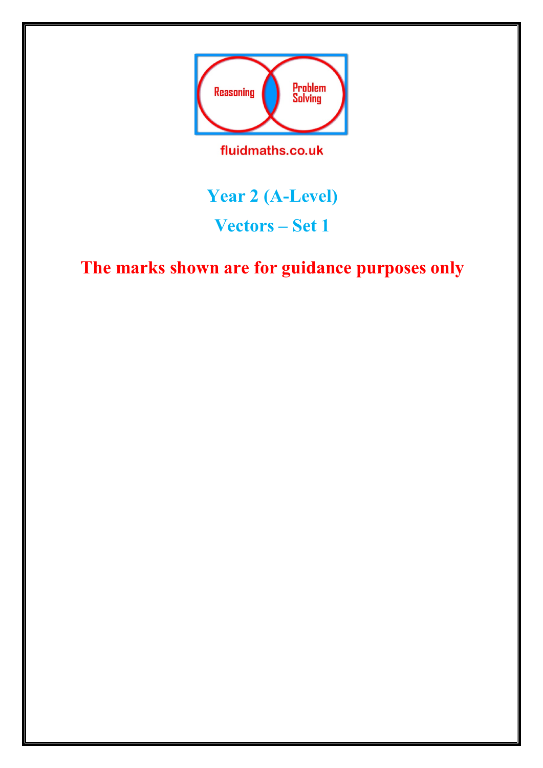Reasoning

Problem Solving

fluidmaths.co.uk

# Year 2 (A-Level)

## Vectors – Set 1

**The marks shown are for guidance purposes only**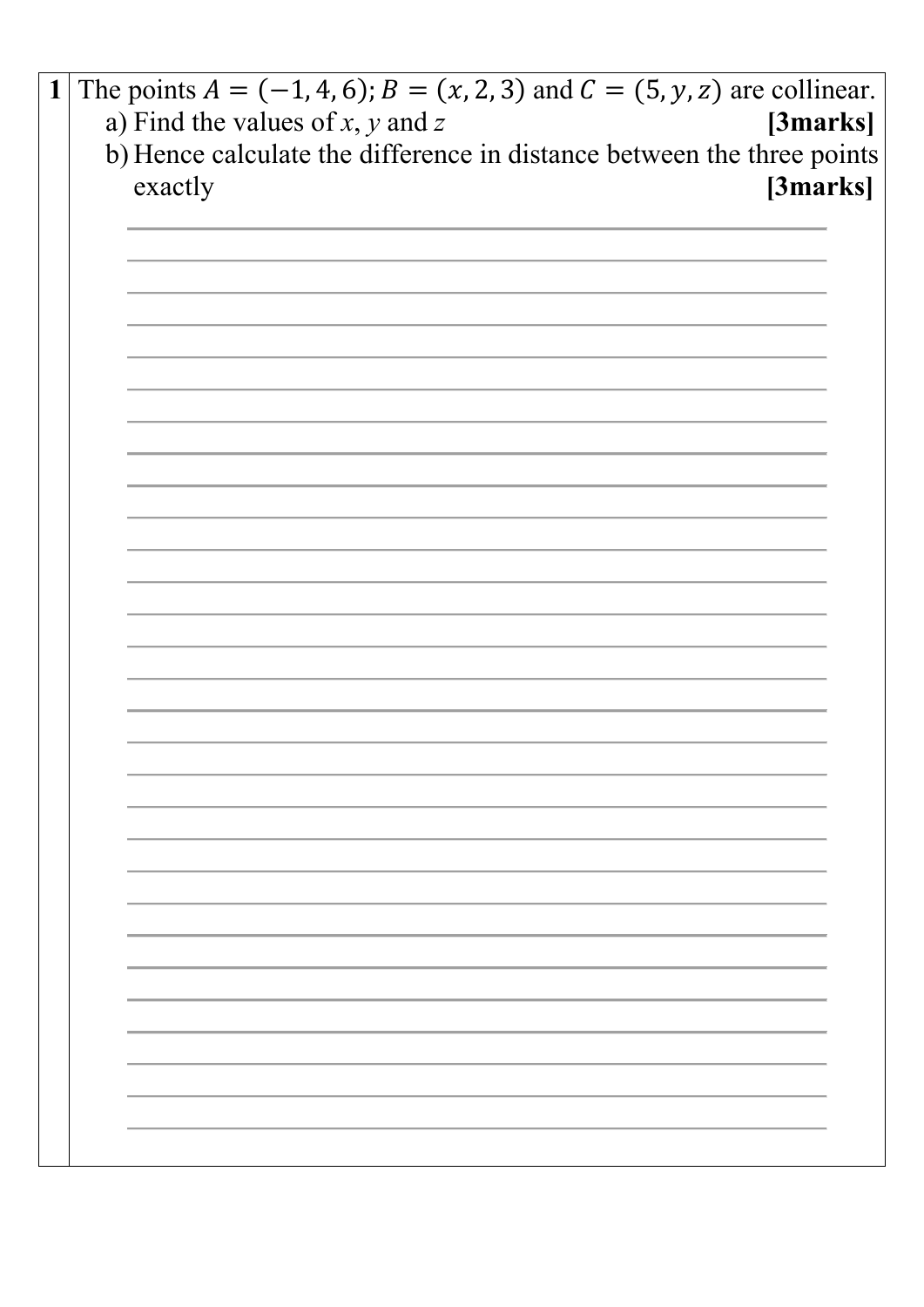**1** The points $A = (-1, 4, 6)$; $B = (x, 2, 3)$ and $C = (5, y, z)$ are collinear.

a) Find the values of $x$, $y$ and $z$ **[3marks]**

b) Hence calculate the difference in distance between the three points exactly **[3marks]**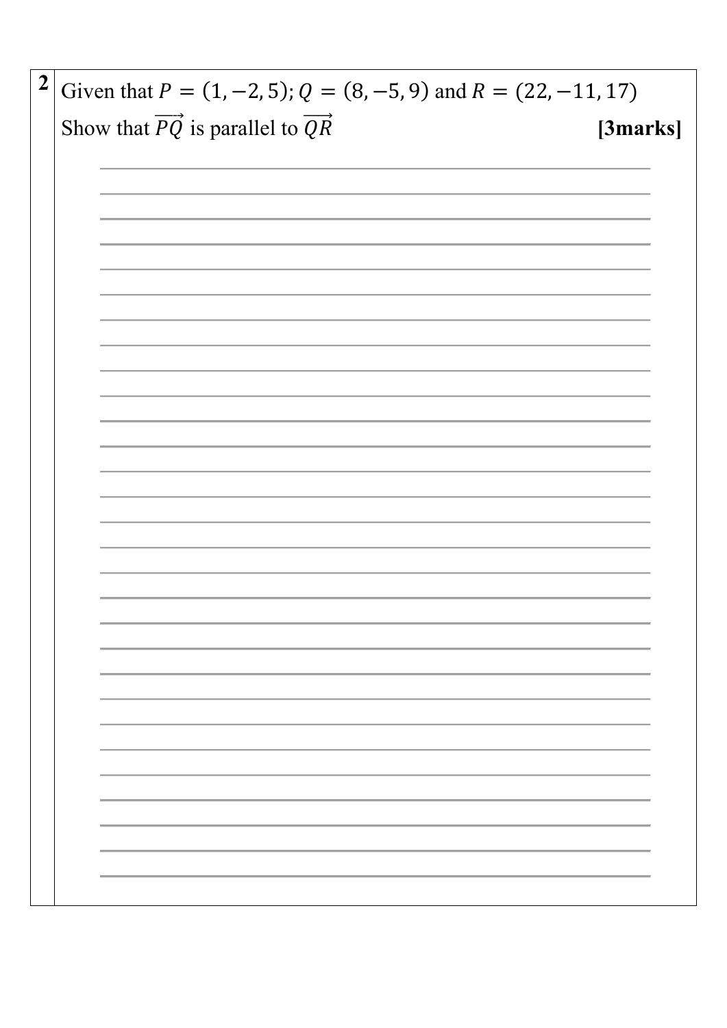**2** Given that $P = (1, -2, 5)$; $Q = (8, -5, 9)$ and $R = (22, -11, 17)$

Show that $\overrightarrow{PQ}$ is parallel to $\overrightarrow{QR}$ **[3marks]**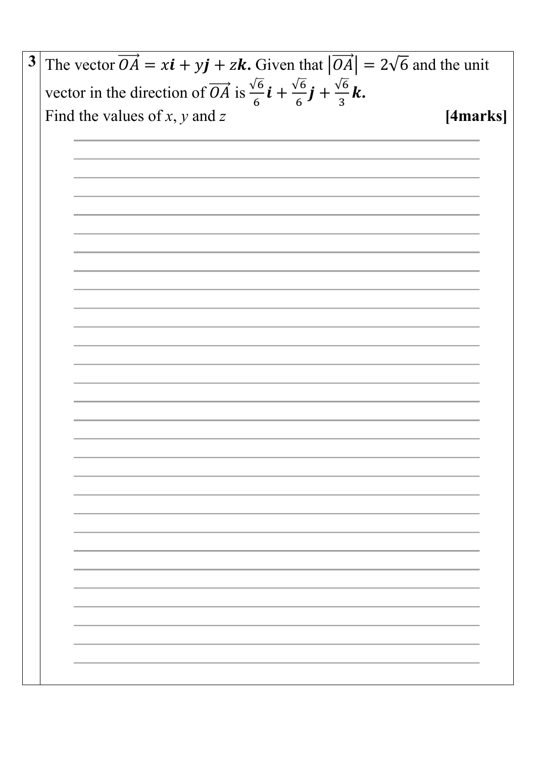**3** The vector $\overrightarrow{OA} = x\boldsymbol{i} + y\boldsymbol{j} + z\boldsymbol{k}$**.** Given that $\left|\overrightarrow{OA}\right| = 2\sqrt{6}$ and the unit vector in the direction of $\overrightarrow{OA}$ is $\frac{\sqrt{6}}{6}\boldsymbol{i} + \frac{\sqrt{6}}{6}\boldsymbol{j} + \frac{\sqrt{6}}{3}\boldsymbol{k}$**.**

Find the values of $x$, $y$ and $z$ **[4marks]**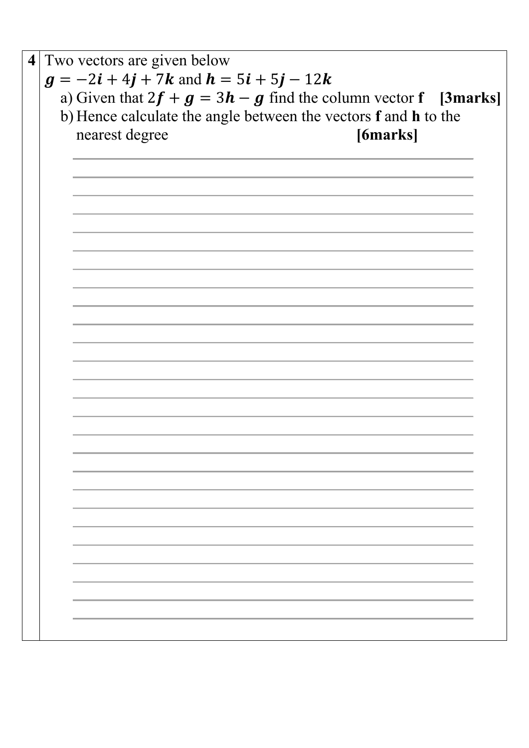**4** Two vectors are given below

$\boldsymbol{g} = -2\boldsymbol{i} + 4\boldsymbol{j} + 7\boldsymbol{k}$ and $\boldsymbol{h} = 5\boldsymbol{i} + 5\boldsymbol{j} - 12\boldsymbol{k}$

a) Given that $2\boldsymbol{f} + \boldsymbol{g} = 3\boldsymbol{h} - \boldsymbol{g}$ find the column vector **f** **[3marks]**

b) Hence calculate the angle between the vectors **f** and **h** to the nearest degree **[6marks]**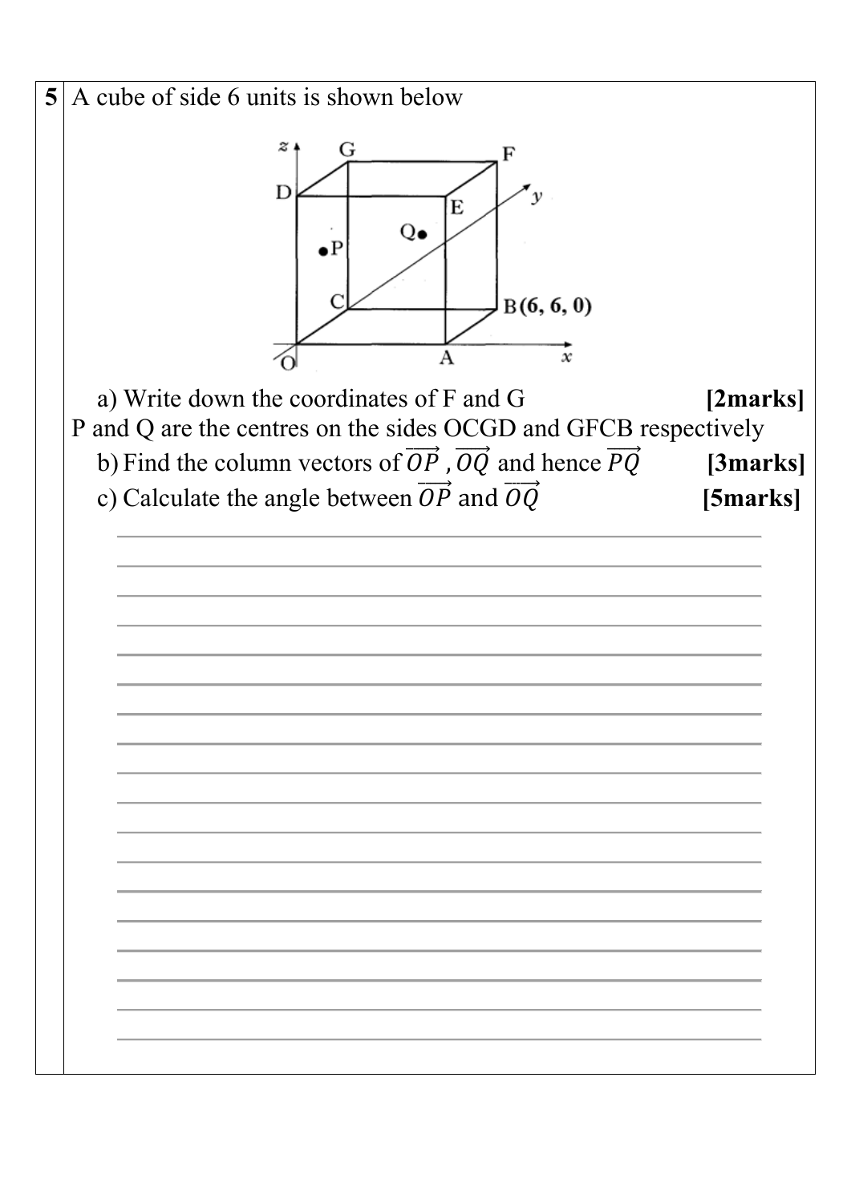**5** A cube of side 6 units is shown below

a) Write down the coordinates of F and G **[2marks]**

P and Q are the centres on the sides OCGD and GFCB respectively

b) Find the column vectors of $\overrightarrow{OP}$ , $\overrightarrow{OQ}$ and hence $\overrightarrow{PQ}$ **[3marks]**

c) Calculate the angle between $\overrightarrow{OP}$ and $\overrightarrow{OQ}$ **[5marks]**